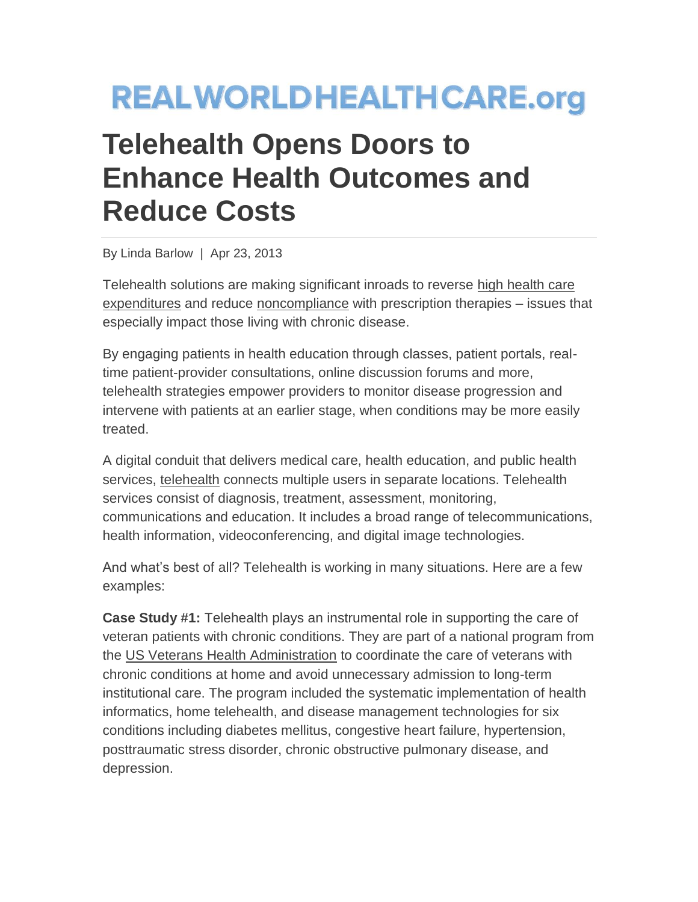REALWORLDHEALTHCARE.org

# Telehealth Opens Doors to Enhance Health Outcomes and Reduce Costs

By Linda Barlow | Apr 23, 2013

Telehealth solutions are making significant inroads to reverse high health care expenditures and reduce noncompliance with prescription therapies – issues that especially impact those living with chronic disease.

By engaging patients in health education through classes, patient portals, real-time patient-provider consultations, online discussion forums and more, telehealth strategies empower providers to monitor disease progression and intervene with patients at an earlier stage, when conditions may be more easily treated.

A digital conduit that delivers medical care, health education, and public health services, telehealth connects multiple users in separate locations. Telehealth services consist of diagnosis, treatment, assessment, monitoring, communications and education. It includes a broad range of telecommunications, health information, videoconferencing, and digital image technologies.

And what's best of all? Telehealth is working in many situations. Here are a few examples:

**Case Study #1:** Telehealth plays an instrumental role in supporting the care of veteran patients with chronic conditions. They are part of a national program from the US Veterans Health Administration to coordinate the care of veterans with chronic conditions at home and avoid unnecessary admission to long-term institutional care. The program included the systematic implementation of health informatics, home telehealth, and disease management technologies for six conditions including diabetes mellitus, congestive heart failure, hypertension, posttraumatic stress disorder, chronic obstructive pulmonary disease, and depression.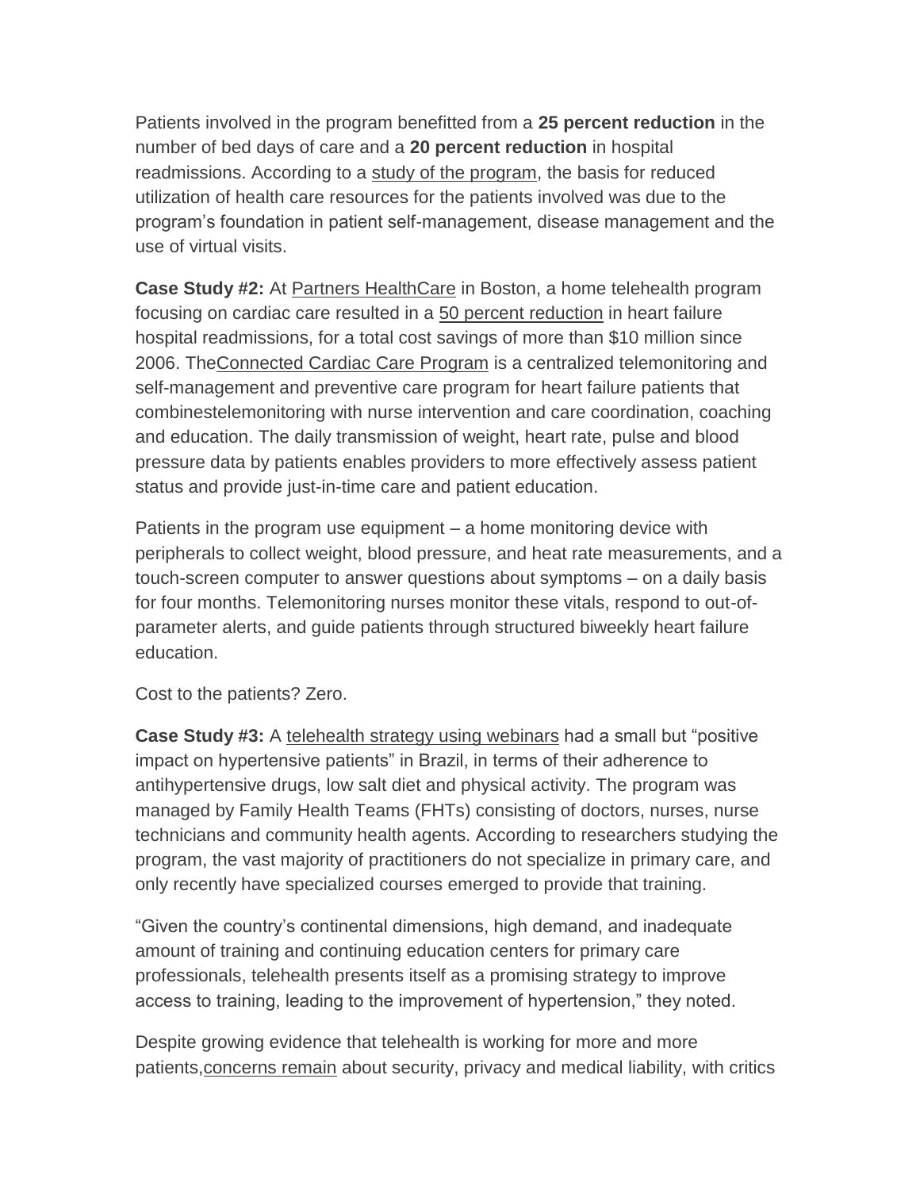Patients involved in the program benefitted from a **25 percent reduction** in the number of bed days of care and a **20 percent reduction** in hospital readmissions. According to a study of the program, the basis for reduced utilization of health care resources for the patients involved was due to the program's foundation in patient self-management, disease management and the use of virtual visits.

**Case Study #2:** At Partners HealthCare in Boston, a home telehealth program focusing on cardiac care resulted in a 50 percent reduction in heart failure hospital readmissions, for a total cost savings of more than $10 million since 2006. TheConnected Cardiac Care Program is a centralized telemonitoring and self-management and preventive care program for heart failure patients that combinestelemonitoring with nurse intervention and care coordination, coaching and education. The daily transmission of weight, heart rate, pulse and blood pressure data by patients enables providers to more effectively assess patient status and provide just-in-time care and patient education.

Patients in the program use equipment – a home monitoring device with peripherals to collect weight, blood pressure, and heat rate measurements, and a touch-screen computer to answer questions about symptoms – on a daily basis for four months. Telemonitoring nurses monitor these vitals, respond to out-of-parameter alerts, and guide patients through structured biweekly heart failure education.

Cost to the patients? Zero.

**Case Study #3:** A telehealth strategy using webinars had a small but "positive impact on hypertensive patients" in Brazil, in terms of their adherence to antihypertensive drugs, low salt diet and physical activity. The program was managed by Family Health Teams (FHTs) consisting of doctors, nurses, nurse technicians and community health agents. According to researchers studying the program, the vast majority of practitioners do not specialize in primary care, and only recently have specialized courses emerged to provide that training.

"Given the country's continental dimensions, high demand, and inadequate amount of training and continuing education centers for primary care professionals, telehealth presents itself as a promising strategy to improve access to training, leading to the improvement of hypertension," they noted.

Despite growing evidence that telehealth is working for more and more patients,concerns remain about security, privacy and medical liability, with critics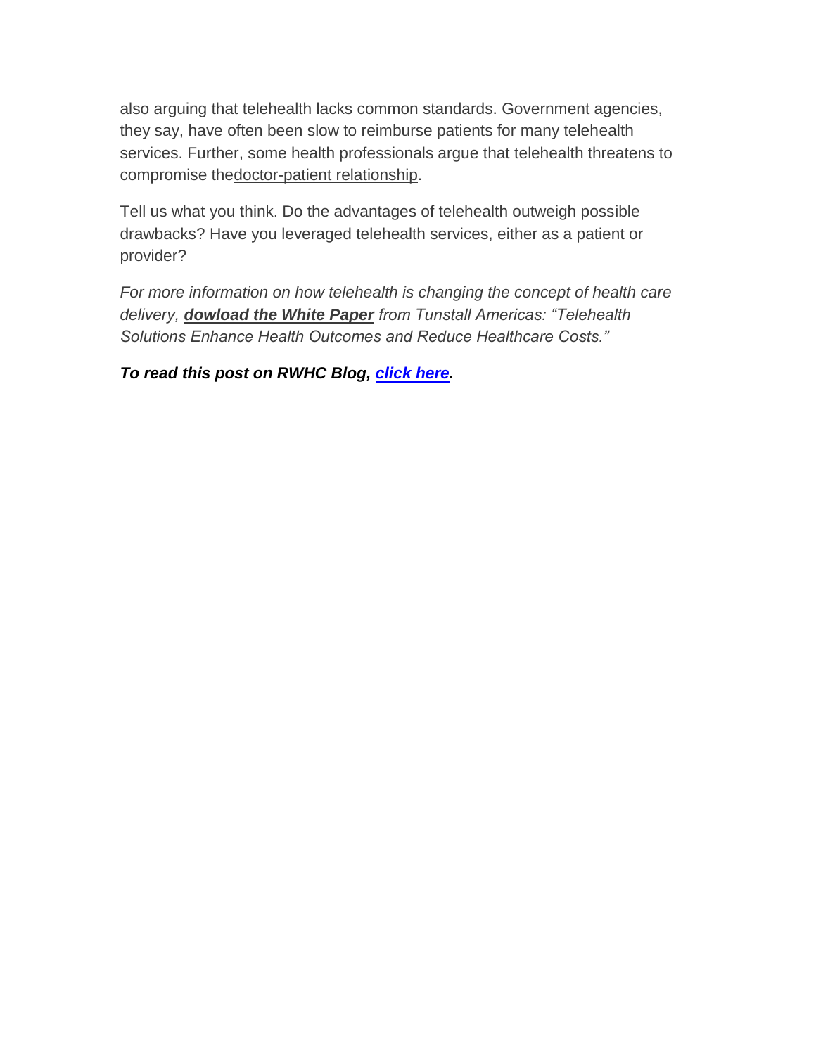also arguing that telehealth lacks common standards. Government agencies, they say, have often been slow to reimburse patients for many telehealth services. Further, some health professionals argue that telehealth threatens to compromise thedoctor-patient relationship.

Tell us what you think. Do the advantages of telehealth outweigh possible drawbacks? Have you leveraged telehealth services, either as a patient or provider?

*For more information on how telehealth is changing the concept of health care delivery, **dowload the White Paper** from Tunstall Americas: “Telehealth Solutions Enhance Health Outcomes and Reduce Healthcare Costs.”*

***To read this post on RWHC Blog, click here.***